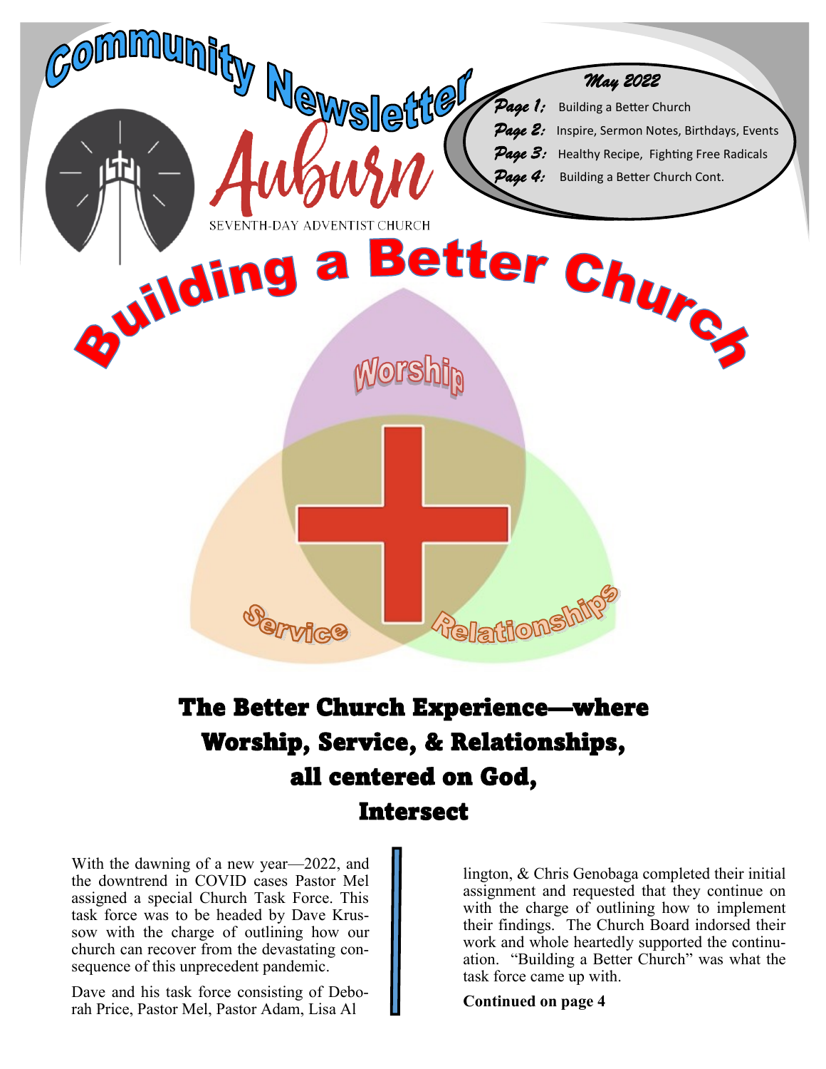# Community Newsletter

# Auburn

SEVENTH-DAY ADVENTIST CHURCH

**May 2022**

*Page 1:* Building a Better Church
*Page 2:* Inspire, Sermon Notes, Birthdays, Events
*Page 3:* Healthy Recipe, Fighting Free Radicals
*Page 4:* Building a Better Church Cont.

# Building a Better Church

Worship

Service

Relationships

## The Better Church Experience—where Worship, Service, & Relationships, all centered on God, Intersect

With the dawning of a new year—2022, and the downtrend in COVID cases Pastor Mel assigned a special Church Task Force. This task force was to be headed by Dave Krussow with the charge of outlining how our church can recover from the devastating consequence of this unprecedent pandemic.

Dave and his task force consisting of Deborah Price, Pastor Mel, Pastor Adam, Lisa Allington, & Chris Genobaga completed their initial assignment and requested that they continue on with the charge of outlining how to implement their findings. The Church Board indorsed their work and whole heartedly supported the continuation. "Building a Better Church" was what the task force came up with.

**Continued on page 4**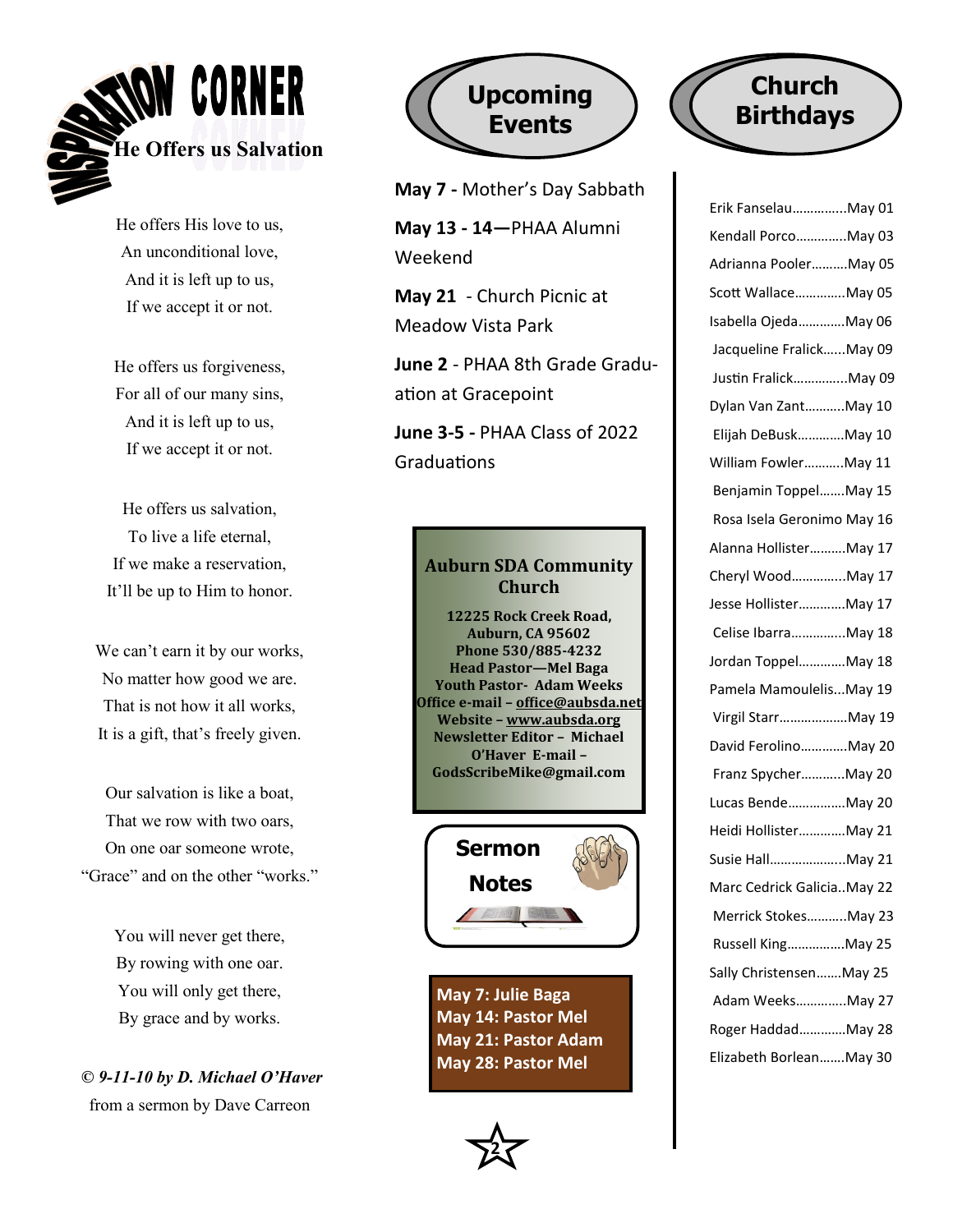# INSPIRATION CORNER

## He Offers us Salvation

He offers His love to us,
An unconditional love,
And it is left up to us,
If we accept it or not.

He offers us forgiveness,
For all of our many sins,
And it is left up to us,
If we accept it or not.

He offers us salvation,
To live a life eternal,
If we make a reservation,
It'll be up to Him to honor.

We can't earn it by our works,
No matter how good we are.
That is not how it all works,
It is a gift, that's freely given.

Our salvation is like a boat,
That we row with two oars,
On one oar someone wrote,
"Grace" and on the other "works."

You will never get there,
By rowing with one oar.
You will only get there,
By grace and by works.

***© 9-11-10 by D. Michael O'Haver***
from a sermon by Dave Carreon

## Upcoming Events

**May 7 -** Mother's Day Sabbath

**May 13 - 14—**PHAA Alumni Weekend

**May 21** - Church Picnic at Meadow Vista Park

**June 2** - PHAA 8th Grade Graduation at Gracepoint

**June 3-5 -** PHAA Class of 2022 Graduations

**Auburn SDA Community Church**

**12225 Rock Creek Road,
Auburn, CA 95602
Phone 530/885-4232
Head Pastor—Mel Baga
Youth Pastor- Adam Weeks
Office e-mail – office@aubsda.net
Website – www.aubsda.org
Newsletter Editor – Michael O'Haver E-mail – GodsScribeMike@gmail.com**

## Sermon Notes

**May 7: Julie Baga**
**May 14: Pastor Mel**
**May 21: Pastor Adam**
**May 28: Pastor Mel**

## Church Birthdays

Erik Fanselau……………May 01
Kendall Porco……………May 03
Adrianna Pooler……….May 05
Scott Wallace……………May 05
Isabella Ojeda……………May 06
Jacqueline Fralick……May 09
Justin Fralick……………May 09
Dylan Van Zant………..May 10
Elijah DeBusk……………May 10
William Fowler………..May 11
Benjamin Toppel…….May 15
Rosa Isela Geronimo May 16
Alanna Hollister……….May 17
Cheryl Wood……………May 17
Jesse Hollister……………May 17
Celise Ibarra……………May 18
Jordan Toppel……………May 18
Pamela Mamoulelis...May 19
Virgil Starr………………May 19
David Ferolino…………May 20
Franz Spycher…………May 20
Lucas Bende……………May 20
Heidi Hollister…………May 21
Susie Hall………………..May 21
Marc Cedrick Galicia..May 22
Merrick Stokes………..May 23
Russell King……………May 25
Sally Christensen…….May 25
Adam Weeks……………May 27
Roger Haddad…………May 28
Elizabeth Borlean…….May 30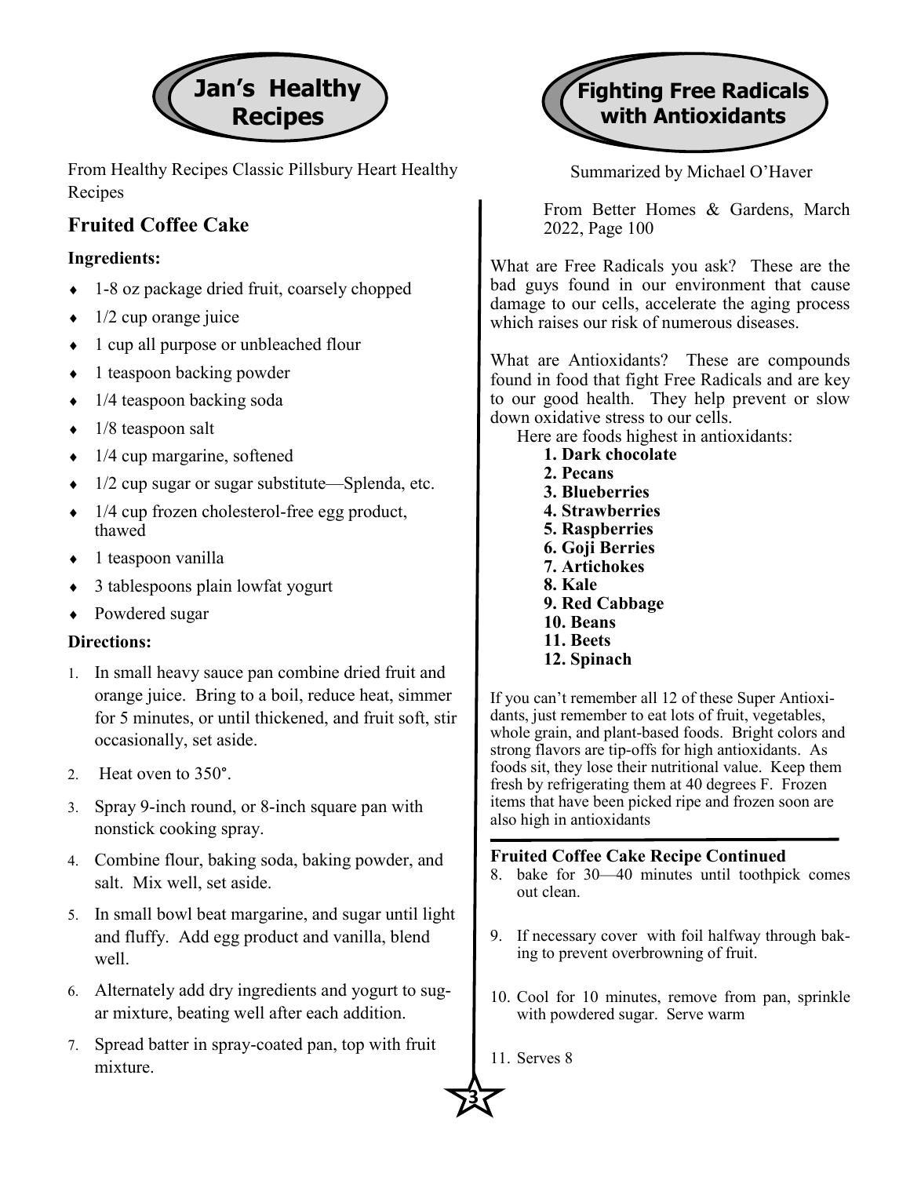# Jan's Healthy Recipes

From Healthy Recipes Classic Pillsbury Heart Healthy Recipes

## Fruited Coffee Cake

### Ingredients:

- 1-8 oz package dried fruit, coarsely chopped
- 1/2 cup orange juice
- 1 cup all purpose or unbleached flour
- 1 teaspoon backing powder
- 1/4 teaspoon backing soda
- 1/8 teaspoon salt
- 1/4 cup margarine, softened
- 1/2 cup sugar or sugar substitute—Splenda, etc.
- 1/4 cup frozen cholesterol-free egg product, thawed
- 1 teaspoon vanilla
- 3 tablespoons plain lowfat yogurt
- Powdered sugar

### Directions:

1. In small heavy sauce pan combine dried fruit and orange juice. Bring to a boil, reduce heat, simmer for 5 minutes, or until thickened, and fruit soft, stir occasionally, set aside.
2. Heat oven to 350°.
3. Spray 9-inch round, or 8-inch square pan with nonstick cooking spray.
4. Combine flour, baking soda, baking powder, and salt. Mix well, set aside.
5. In small bowl beat margarine, and sugar until light and fluffy. Add egg product and vanilla, blend well.
6. Alternately add dry ingredients and yogurt to sugar mixture, beating well after each addition.
7. Spread batter in spray-coated pan, top with fruit mixture.

# Fighting Free Radicals with Antioxidants

Summarized by Michael O'Haver

From Better Homes & Gardens, March 2022, Page 100

What are Free Radicals you ask? These are the bad guys found in our environment that cause damage to our cells, accelerate the aging process which raises our risk of numerous diseases.

What are Antioxidants? These are compounds found in food that fight Free Radicals and are key to our good health. They help prevent or slow down oxidative stress to our cells.

Here are foods highest in antioxidants:

1. **Dark chocolate**
2. **Pecans**
3. **Blueberries**
4. **Strawberries**
5. **Raspberries**
6. **Goji Berries**
7. **Artichokes**
8. **Kale**
9. **Red Cabbage**
10. **Beans**
11. **Beets**
12. **Spinach**

If you can't remember all 12 of these Super Antioxidants, just remember to eat lots of fruit, vegetables, whole grain, and plant-based foods. Bright colors and strong flavors are tip-offs for high antioxidants. As foods sit, they lose their nutritional value. Keep them fresh by refrigerating them at 40 degrees F. Frozen items that have been picked ripe and frozen soon are also high in antioxidants

### Fruited Coffee Cake Recipe Continued

8. bake for 30—40 minutes until toothpick comes out clean.
9. If necessary cover with foil halfway through baking to prevent overbrowning of fruit.
10. Cool for 10 minutes, remove from pan, sprinkle with powdered sugar. Serve warm
11. Serves 8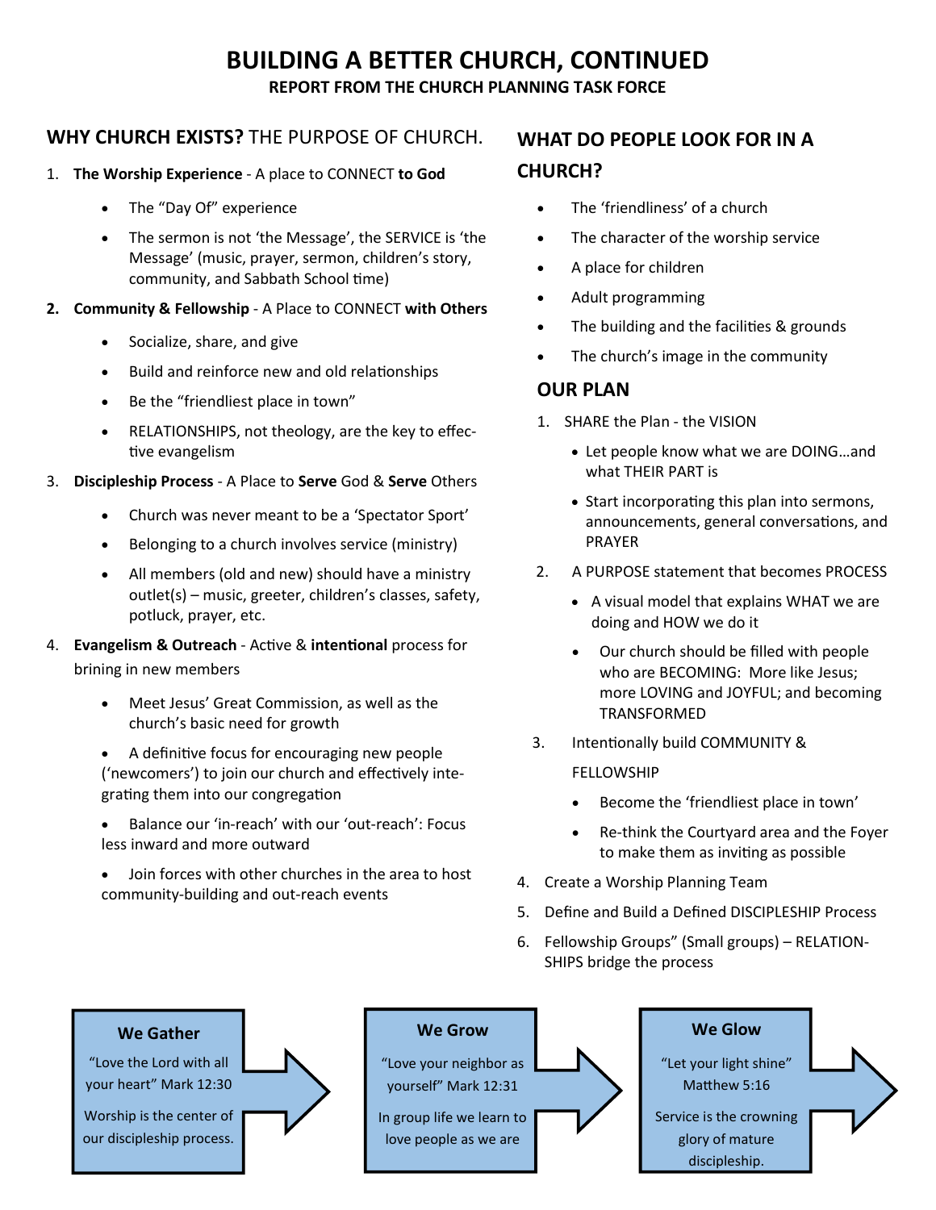# BUILDING A BETTER CHURCH, CONTINUED

**REPORT FROM THE CHURCH PLANNING TASK FORCE**

## WHY CHURCH EXISTS? THE PURPOSE OF CHURCH.

1. **The Worship Experience** - A place to CONNECT **to God**
   - The "Day Of" experience
   - The sermon is not 'the Message', the SERVICE is 'the Message' (music, prayer, sermon, children's story, community, and Sabbath School time)
2. **Community & Fellowship** - A Place to CONNECT **with Others**
   - Socialize, share, and give
   - Build and reinforce new and old relationships
   - Be the "friendliest place in town"
   - RELATIONSHIPS, not theology, are the key to effective evangelism
3. **Discipleship Process** - A Place to **Serve** God & **Serve** Others
   - Church was never meant to be a 'Spectator Sport'
   - Belonging to a church involves service (ministry)
   - All members (old and new) should have a ministry outlet(s) – music, greeter, children's classes, safety, potluck, prayer, etc.
4. **Evangelism & Outreach** - Active & **intentional** process for brining in new members
   - Meet Jesus' Great Commission, as well as the church's basic need for growth
   - A definitive focus for encouraging new people ('newcomers') to join our church and effectively integrating them into our congregation
   - Balance our 'in-reach' with our 'out-reach': Focus less inward and more outward
   - Join forces with other churches in the area to host community-building and out-reach events

## WHAT DO PEOPLE LOOK FOR IN A CHURCH?

- The 'friendliness' of a church
- The character of the worship service
- A place for children
- Adult programming
- The building and the facilities & grounds
- The church's image in the community

## OUR PLAN

1. SHARE the Plan - the VISION
   - Let people know what we are DOING…and what THEIR PART is
   - Start incorporating this plan into sermons, announcements, general conversations, and PRAYER
2. A PURPOSE statement that becomes PROCESS
   - A visual model that explains WHAT we are doing and HOW we do it
   - Our church should be filled with people who are BECOMING: More like Jesus; more LOVING and JOYFUL; and becoming TRANSFORMED
3. Intentionally build COMMUNITY & FELLOWSHIP
   - Become the 'friendliest place in town'
   - Re-think the Courtyard area and the Foyer to make them as inviting as possible
4. Create a Worship Planning Team
5. Define and Build a Defined DISCIPLESHIP Process
6. Fellowship Groups" (Small groups) – RELATIONSHIPS bridge the process

**We Gather**

"Love the Lord with all your heart" Mark 12:30

Worship is the center of our discipleship process.

**We Grow**

"Love your neighbor as yourself" Mark 12:31

In group life we learn to love people as we are

**We Glow**

"Let your light shine" Matthew 5:16

Service is the crowning glory of mature discipleship.